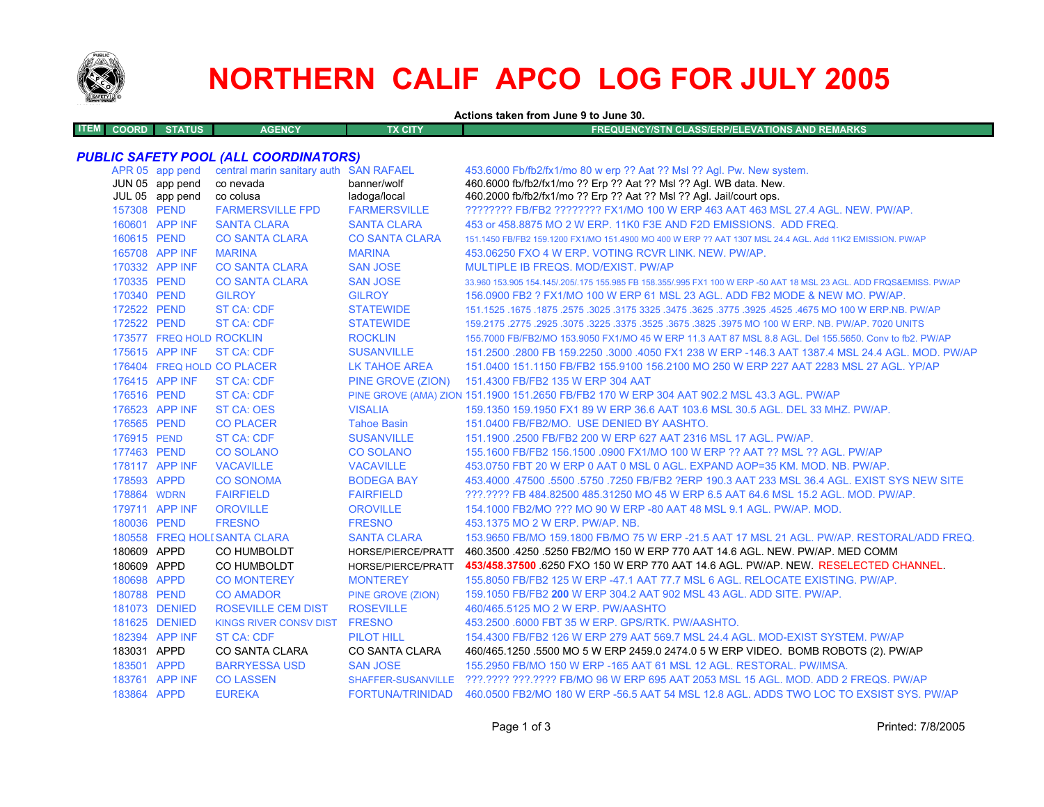# NORTHERN CALIF APCO LOG FOR JULY 2005

**Actions taken from June 9 to June 30.**

| ITEM | COORD | STATUS | AGENCY | TX CITY | FREQUENCY/STN CLASS/ERP/ELEVATIONS AND REMARKS |
|---|---|---|---|---|---|

***PUBLIC SAFETY POOL (ALL COORDINATORS)***

| ITEM | COORD | STATUS | AGENCY | TX CITY | FREQUENCY/STN CLASS/ERP/ELEVATIONS AND REMARKS |
|---|---|---|---|---|---|
| | APR 05 | app pend | central marin sanitary auth | SAN RAFAEL | 453.6000 Fb/fb2/fx1/mo 80 w erp ?? Aat ?? Msl ?? Agl. Pw. New system. |
| | JUN 05 | app pend | co nevada | banner/wolf | 460.6000 fb/fb2/fx1/mo ?? Erp ?? Aat ?? Msl ?? Agl. WB data. New. |
| | JUL 05 | app pend | co colusa | ladoga/local | 460.2000 fb/fb2/fx1/mo ?? Erp ?? Aat ?? Msl ?? Agl. Jail/court ops. |
| | 157308 | PEND | FARMERSVILLE FPD | FARMERSVILLE | ???????? FB/FB2 ???????? FX1/MO 100 W ERP 463 AAT 463 MSL 27.4 AGL. NEW. PW/AP. |
| | 160601 | APP INF | SANTA CLARA | SANTA CLARA | 453 or 458.8875 MO 2 W ERP. 11K0 F3E AND F2D EMISSIONS. ADD FREQ. |
| | 160615 | PEND | CO SANTA CLARA | CO SANTA CLARA | 151.1450 FB/FB2 159.1200 FX1/MO 151.4900 MO 400 W ERP ?? AAT 1307 MSL 24.4 AGL. Add 11K2 EMISSION. PW/AP |
| | 165708 | APP INF | MARINA | MARINA | 453.06250 FXO 4 W ERP. VOTING RCVR LINK. NEW. PW/AP. |
| | 170332 | APP INF | CO SANTA CLARA | SAN JOSE | MULTIPLE IB FREQS. MOD/EXIST. PW/AP |
| | 170335 | PEND | CO SANTA CLARA | SAN JOSE | 33.960 153.905 154.145/.205/.175 155.985 FB 158.355/.995 FX1 100 W ERP -50 AAT 18 MSL 23 AGL. ADD FRQS&EMISS. PW/AP |
| | 170340 | PEND | GILROY | GILROY | 156.0900 FB2 ? FX1/MO 100 W ERP 61 MSL 23 AGL. ADD FB2 MODE & NEW MO. PW/AP. |
| | 172522 | PEND | ST CA: CDF | STATEWIDE | 151.1525 .1675 .1875 .2575 .3025 .3175 3325 .3475 .3625 .3775 .3925 .4525 .4675 MO 100 W ERP.NB. PW/AP |
| | 172522 | PEND | ST CA: CDF | STATEWIDE | 159.2175 .2775 .2925 .3075 .3225 .3375 .3525 .3675 .3825 .3975 MO 100 W ERP. NB. PW/AP. 7020 UNITS |
| | 173577 | FREQ HOLD | ROCKLIN | ROCKLIN | 155.7000 FB/FB2/MO 153.9050 FX1/MO 45 W ERP 11.3 AAT 87 MSL 8.8 AGL. Del 155.5650. Conv to fb2. PW/AP |
| | 175615 | APP INF | ST CA: CDF | SUSANVILLE | 151.2500 .2800 FB 159.2250 .3000 .4050 FX1 238 W ERP -146.3 AAT 1387.4 MSL 24.4 AGL. MOD. PW/AP |
| | 176404 | FREQ HOLD | CO PLACER | LK TAHOE AREA | 151.0400 151.1150 FB/FB2 155.9100 156.2100 MO 250 W ERP 227 AAT 2283 MSL 27 AGL. YP/AP |
| | 176415 | APP INF | ST CA: CDF | PINE GROVE (ZION) | 151.4300 FB/FB2 135 W ERP 304 AAT |
| | 176516 | PEND | ST CA: CDF | PINE GROVE (AMA) ZION | 151.1900 151.2650 FB/FB2 170 W ERP 304 AAT 902.2 MSL 43.3 AGL. PW/AP |
| | 176523 | APP INF | ST CA: OES | VISALIA | 159.1350 159.1950 FX1 89 W ERP 36.6 AAT 103.6 MSL 30.5 AGL. DEL 33 MHZ. PW/AP. |
| | 176565 | PEND | CO PLACER | Tahoe Basin | 151.0400 FB/FB2/MO. USE DENIED BY AASHTO. |
| | 176915 | PEND | ST CA: CDF | SUSANVILLE | 151.1900 .2500 FB/FB2 200 W ERP 627 AAT 2316 MSL 17 AGL. PW/AP. |
| | 177463 | PEND | CO SOLANO | CO SOLANO | 155.1600 FB/FB2 156.1500 .0900 FX1/MO 100 W ERP ?? AAT ?? MSL ?? AGL. PW/AP |
| | 178117 | APP INF | VACAVILLE | VACAVILLE | 453.0750 FBT 20 W ERP 0 AAT 0 MSL 0 AGL. EXPAND AOP=35 KM. MOD. NB. PW/AP. |
| | 178593 | APPD | CO SONOMA | BODEGA BAY | 453.4000 .47500 .5500 .5750 .7250 FB/FB2 ?ERP 190.3 AAT 233 MSL 36.4 AGL. EXIST SYS NEW SITE |
| | 178864 | WDRN | FAIRFIELD | FAIRFIELD | ???.???? FB 484.82500 485.31250 MO 45 W ERP 6.5 AAT 64.6 MSL 15.2 AGL. MOD. PW/AP. |
| | 179711 | APP INF | OROVILLE | OROVILLE | 154.1000 FB2/MO ??? MO 90 W ERP -80 AAT 48 MSL 9.1 AGL. PW/AP. MOD. |
| | 180036 | PEND | FRESNO | FRESNO | 453.1375 MO 2 W ERP. PW/AP. NB. |
| | 180558 | FREQ HOLD | SANTA CLARA | SANTA CLARA | 153.9650 FB/MO 159.1800 FB/MO 75 W ERP -21.5 AAT 17 MSL 21 AGL. PW/AP. RESTORAL/ADD FREQ. |
| | 180609 | APPD | CO HUMBOLDT | HORSE/PIERCE/PRATT | 460.3500 .4250 .5250 FB2/MO 150 W ERP 770 AAT 14.6 AGL. NEW. PW/AP. MED COMM |
| | 180609 | APPD | CO HUMBOLDT | HORSE/PIERCE/PRATT | **453/458.37500** .6250 FXO 150 W ERP 770 AAT 14.6 AGL. PW/AP. NEW. RESELECTED CHANNEL. |
| | 180698 | APPD | CO MONTEREY | MONTEREY | 155.8050 FB/FB2 125 W ERP -47.1 AAT 77.7 MSL 6 AGL. RELOCATE EXISTING. PW/AP. |
| | 180788 | PEND | CO AMADOR | PINE GROVE (ZION) | 159.1050 FB/FB2 **200** W ERP 304.2 AAT 902 MSL 43 AGL. ADD SITE. PW/AP. |
| | 181073 | DENIED | ROSEVILLE CEM DIST | ROSEVILLE | 460/465.5125 MO 2 W ERP. PW/AASHTO |
| | 181625 | DENIED | KINGS RIVER CONSV DIST | FRESNO | 453.2500 .6000 FBT 35 W ERP. GPS/RTK. PW/AASHTO. |
| | 182394 | APP INF | ST CA: CDF | PILOT HILL | 154.4300 FB/FB2 126 W ERP 279 AAT 569.7 MSL 24.4 AGL. MOD-EXIST SYSTEM. PW/AP |
| | 183031 | APPD | CO SANTA CLARA | CO SANTA CLARA | 460/465.1250 .5500 MO 5 W ERP 2459.0 2474.0 5 W ERP VIDEO. BOMB ROBOTS (2). PW/AP |
| | 183501 | APPD | BARRYESSA USD | SAN JOSE | 155.2950 FB/MO 150 W ERP -165 AAT 61 MSL 12 AGL. RESTORAL. PW/IMSA. |
| | 183761 | APP INF | CO LASSEN | SHAFFER-SUSANVILLE | ???.???? ???.???? FB/MO 96 W ERP 695 AAT 2053 MSL 15 AGL. MOD. ADD 2 FREQS. PW/AP |
| | 183864 | APPD | EUREKA | FORTUNA/TRINIDAD | 460.0500 FB2/MO 180 W ERP -56.5 AAT 54 MSL 12.8 AGL. ADDS TWO LOC TO EXSIST SYS. PW/AP |

Printed: 7/8/2005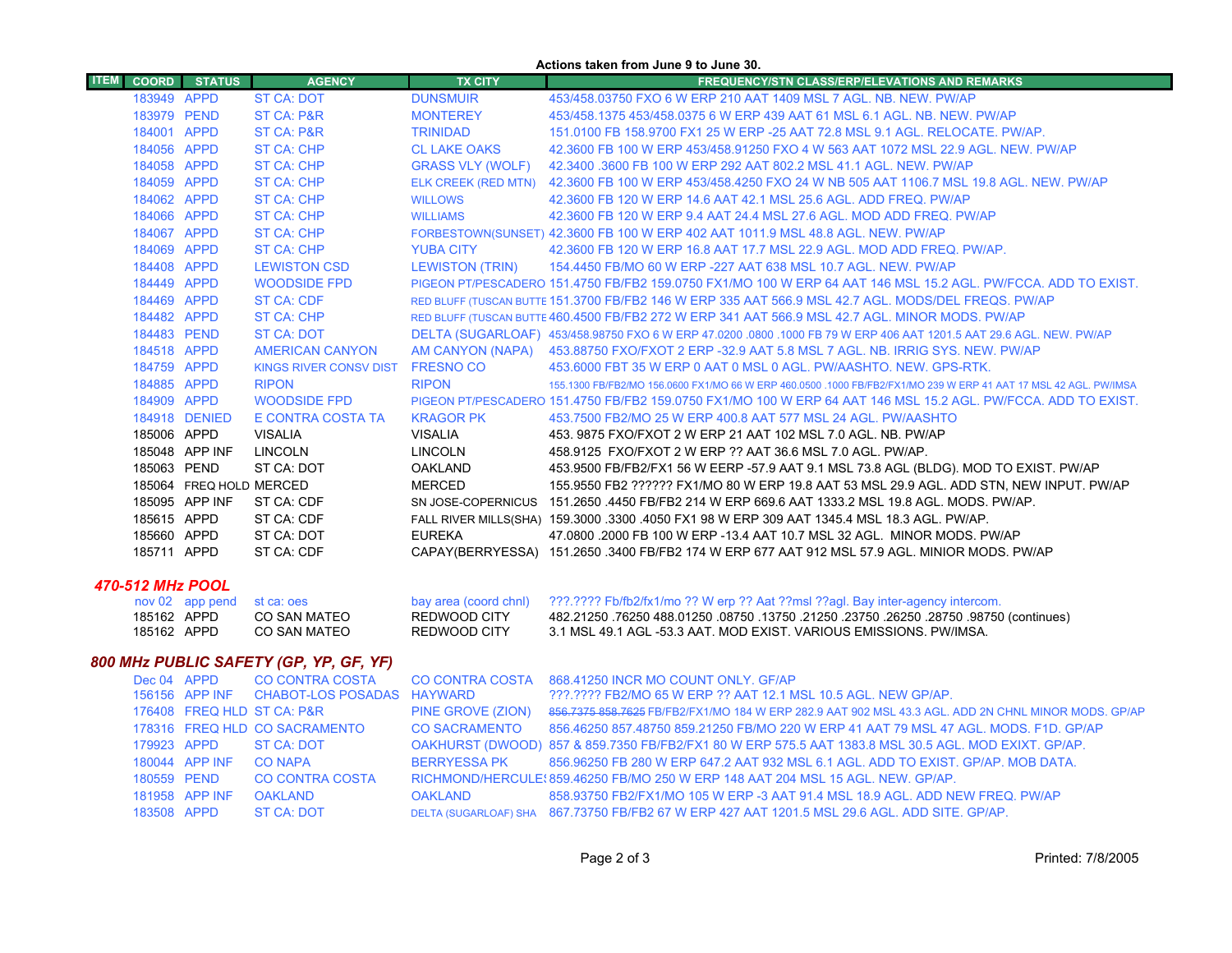**Actions taken from June 9 to June 30.**

| ITEM | COORD | STATUS | AGENCY | TX CITY | FREQUENCY/STN CLASS/ERP/ELEVATIONS AND REMARKS |
|---|---|---|---|---|---|
| | 183949 | APPD | ST CA: DOT | DUNSMUIR | 453/458.03750 FXO 6 W ERP 210 AAT 1409 MSL 7 AGL. NB. NEW. PW/AP |
| | 183979 | PEND | ST CA: P&R | MONTEREY | 453/458.1375 453/458.0375 6 W ERP 439 AAT 61 MSL 6.1 AGL. NB. NEW. PW/AP |
| | 184001 | APPD | ST CA: P&R | TRINIDAD | 151.0100 FB 158.9700 FX1 25 W ERP -25 AAT 72.8 MSL 9.1 AGL. RELOCATE. PW/AP. |
| | 184056 | APPD | ST CA: CHP | CL LAKE OAKS | 42.3600 FB 100 W ERP 453/458.91250 FXO 4 W 563 AAT 1072 MSL 22.9 AGL. NEW. PW/AP |
| | 184058 | APPD | ST CA: CHP | GRASS VLY (WOLF) | 42.3400 .3600 FB 100 W ERP 292 AAT 802.2 MSL 41.1 AGL. NEW. PW/AP |
| | 184059 | APPD | ST CA: CHP | ELK CREEK (RED MTN) | 42.3600 FB 100 W ERP 453/458.4250 FXO 24 W NB 505 AAT 1106.7 MSL 19.8 AGL. NEW. PW/AP |
| | 184062 | APPD | ST CA: CHP | WILLOWS | 42.3600 FB 120 W ERP 14.6 AAT 42.1 MSL 25.6 AGL. ADD FREQ. PW/AP |
| | 184066 | APPD | ST CA: CHP | WILLIAMS | 42.3600 FB 120 W ERP 9.4 AAT 24.4 MSL 27.6 AGL. MOD ADD FREQ. PW/AP |
| | 184067 | APPD | ST CA: CHP | FORBESTOWN(SUNSET) | 42.3600 FB 100 W ERP 402 AAT 1011.9 MSL 48.8 AGL. NEW. PW/AP |
| | 184069 | APPD | ST CA: CHP | YUBA CITY | 42.3600 FB 120 W ERP 16.8 AAT 17.7 MSL 22.9 AGL. MOD ADD FREQ. PW/AP. |
| | 184408 | APPD | LEWISTON CSD | LEWISTON (TRIN) | 154.4450 FB/MO 60 W ERP -227 AAT 638 MSL 10.7 AGL. NEW. PW/AP |
| | 184449 | APPD | WOODSIDE FPD | PIGEON PT/PESCADERO | 151.4750 FB/FB2 159.0750 FX1/MO 100 W ERP 64 AAT 146 MSL 15.2 AGL. PW/FCCA. ADD TO EXIST. |
| | 184469 | APPD | ST CA: CDF | RED BLUFF (TUSCAN BUTTE | 151.3700 FB/FB2 146 W ERP 335 AAT 566.9 MSL 42.7 AGL. MODS/DEL FREQS. PW/AP |
| | 184482 | APPD | ST CA: CHP | RED BLUFF (TUSCAN BUTTE | 460.4500 FB/FB2 272 W ERP 341 AAT 566.9 MSL 42.7 AGL. MINOR MODS. PW/AP |
| | 184483 | PEND | ST CA: DOT | DELTA (SUGARLOAF) | 453/458.98750 FXO 6 W ERP 47.0200 .0800 .1000 FB 79 W ERP 406 AAT 1201.5 AAT 29.6 AGL. NEW. PW/AP |
| | 184518 | APPD | AMERICAN CANYON | AM CANYON (NAPA) | 453.88750 FXO/FXOT 2 ERP -32.9 AAT 5.8 MSL 7 AGL. NB. IRRIG SYS. NEW. PW/AP |
| | 184759 | APPD | KINGS RIVER CONSV DIST | FRESNO CO | 453.6000 FBT 35 W ERP 0 AAT 0 MSL 0 AGL. PW/AASHTO. NEW. GPS-RTK. |
| | 184885 | APPD | RIPON | RIPON | 155.1300 FB/FB2/MO 156.0600 FX1/MO 66 W ERP 460.0500 .1000 FB/FB2/FX1/MO 239 W ERP 41 AAT 17 MSL 42 AGL. PW/IMSA |
| | 184909 | APPD | WOODSIDE FPD | PIGEON PT/PESCADERO | 151.4750 FB/FB2 159.0750 FX1/MO 100 W ERP 64 AAT 146 MSL 15.2 AGL. PW/FCCA. ADD TO EXIST. |
| | 184918 | DENIED | E CONTRA COSTA TA | KRAGOR PK | 453.7500 FB2/MO 25 W ERP 400.8 AAT 577 MSL 24 AGL. PW/AASHTO |
| | 185006 | APPD | VISALIA | VISALIA | 453. 9875 FXO/FXOT 2 W ERP 21 AAT 102 MSL 7.0 AGL. NB. PW/AP |
| | 185048 | APP INF | LINCOLN | LINCOLN | 458.9125 FXO/FXOT 2 W ERP ?? AAT 36.6 MSL 7.0 AGL. PW/AP. |
| | 185063 | PEND | ST CA: DOT | OAKLAND | 453.9500 FB/FB2/FX1 56 W EERP -57.9 AAT 9.1 MSL 73.8 AGL (BLDG). MOD TO EXIST. PW/AP |
| | 185064 | FREQ HOLD | MERCED | MERCED | 155.9550 FB2 ?????? FX1/MO 80 W ERP 19.8 AAT 53 MSL 29.9 AGL. ADD STN, NEW INPUT. PW/AP |
| | 185095 | APP INF | ST CA: CDF | SN JOSE-COPERNICUS | 151.2650 .4450 FB/FB2 214 W ERP 669.6 AAT 1333.2 MSL 19.8 AGL. MODS. PW/AP. |
| | 185615 | APPD | ST CA: CDF | FALL RIVER MILLS(SHA) | 159.3000 .3300 .4050 FX1 98 W ERP 309 AAT 1345.4 MSL 18.3 AGL. PW/AP. |
| | 185660 | APPD | ST CA: DOT | EUREKA | 47.0800 .2000 FB 100 W ERP -13.4 AAT 10.7 MSL 32 AGL. MINOR MODS. PW/AP |
| | 185711 | APPD | ST CA: CDF | CAPAY(BERRYESSA) | 151.2650 .3400 FB/FB2 174 W ERP 677 AAT 912 MSL 57.9 AGL. MINIOR MODS. PW/AP |

## *470-512 MHz POOL*

| ITEM | COORD | STATUS | AGENCY | TX CITY | FREQUENCY/STN CLASS/ERP/ELEVATIONS AND REMARKS |
|---|---|---|---|---|---|
| | nov 02 | app pend | st ca: oes | bay area (coord chnl) | ???.???? Fb/fb2/fx1/mo ?? W erp ?? Aat ??msl ??agl. Bay inter-agency intercom. |
| | 185162 | APPD | CO SAN MATEO | REDWOOD CITY | 482.21250 .76250 488.01250 .08750 .13750 .21250 .23750 .26250 .28750 .98750 (continues) |
| | 185162 | APPD | CO SAN MATEO | REDWOOD CITY | 3.1 MSL 49.1 AGL -53.3 AAT. MOD EXIST. VARIOUS EMISSIONS. PW/IMSA. |

## *800 MHz PUBLIC SAFETY (GP, YP, GF, YF)*

| ITEM | COORD | STATUS | AGENCY | TX CITY | FREQUENCY/STN CLASS/ERP/ELEVATIONS AND REMARKS |
|---|---|---|---|---|---|
| | Dec 04 | APPD | CO CONTRA COSTA | CO CONTRA COSTA | 868.41250 INCR MO COUNT ONLY. GF/AP |
| | 156156 | APP INF | CHABOT-LOS POSADAS | HAYWARD | ???.???? FB2/MO 65 W ERP ?? AAT 12.1 MSL 10.5 AGL. NEW GP/AP. |
| | 176408 | FREQ HLD | ST CA: P&R | PINE GROVE (ZION) | ~~856.7375 858.7625~~ FB/FB2/FX1/MO 184 W ERP 282.9 AAT 902 MSL 43.3 AGL. ADD 2N CHNL MINOR MODS. GP/AP |
| | 178316 | FREQ HLD | CO SACRAMENTO | CO SACRAMENTO | 856.46250 857.48750 859.21250 FB/MO 220 W ERP 41 AAT 79 MSL 47 AGL. MODS. F1D. GP/AP |
| | 179923 | APPD | ST CA: DOT | OAKHURST (DWOOD) | 857 & 859.7350 FB/FB2/FX1 80 W ERP 575.5 AAT 1383.8 MSL 30.5 AGL. MOD EXIXT. GP/AP. |
| | 180044 | APP INF | CO NAPA | BERRYESSA PK | 856.96250 FB 280 W ERP 647.2 AAT 932 MSL 6.1 AGL. ADD TO EXIST. GP/AP. MOB DATA. |
| | 180559 | PEND | CO CONTRA COSTA | RICHMOND/HERCULES | 859.46250 FB/MO 250 W ERP 148 AAT 204 MSL 15 AGL. NEW. GP/AP. |
| | 181958 | APP INF | OAKLAND | OAKLAND | 858.93750 FB2/FX1/MO 105 W ERP -3 AAT 91.4 MSL 18.9 AGL. ADD NEW FREQ. PW/AP |
| | 183508 | APPD | ST CA: DOT | DELTA (SUGARLOAF) SHA | 867.73750 FB/FB2 67 W ERP 427 AAT 1201.5 MSL 29.6 AGL. ADD SITE. GP/AP. |

Printed: 7/8/2005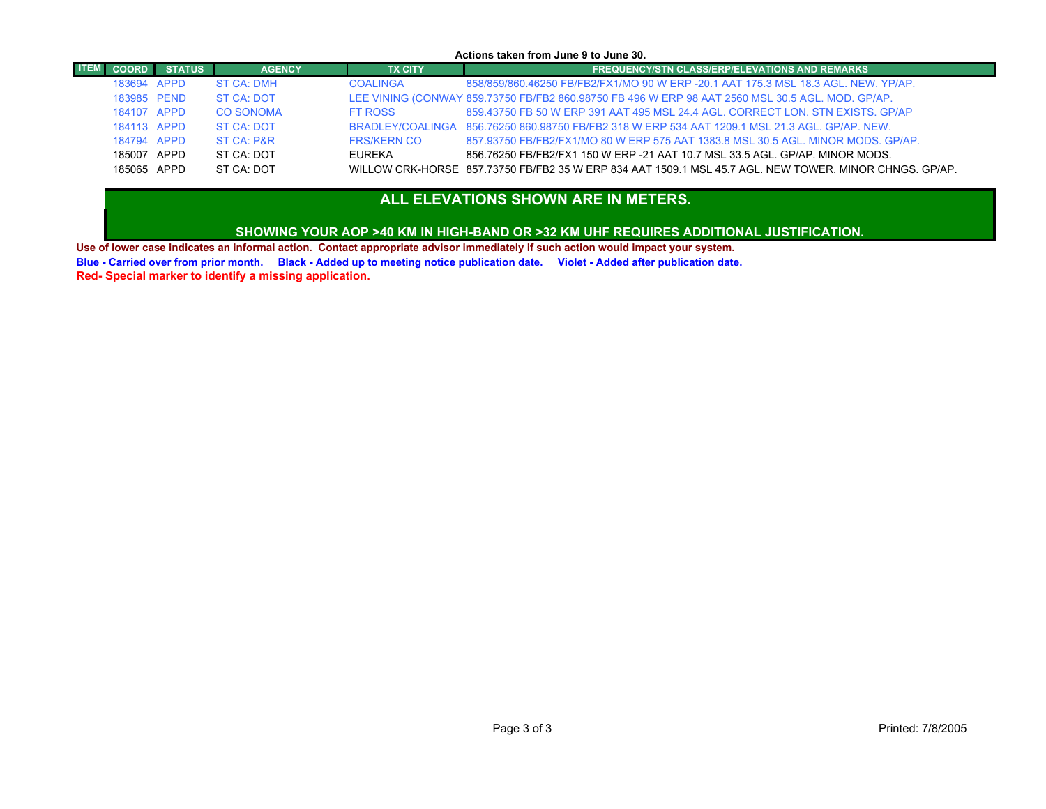**Actions taken from June 9 to June 30.**

| ITEM | COORD | STATUS | AGENCY | TX CITY | FREQUENCY/STN CLASS/ERP/ELEVATIONS AND REMARKS |
|---|---|---|---|---|---|
| | 183694 | APPD | ST CA: DMH | COALINGA | 858/859/860.46250 FB/FB2/FX1/MO 90 W ERP -20.1 AAT 175.3 MSL 18.3 AGL. NEW. YP/AP. |
| | 183985 | PEND | ST CA: DOT | LEE VINING (CONWAY | 859.73750 FB/FB2 860.98750 FB 496 W ERP 98 AAT 2560 MSL 30.5 AGL. MOD. GP/AP. |
| | 184107 | APPD | CO SONOMA | FT ROSS | 859.43750 FB 50 W ERP 391 AAT 495 MSL 24.4 AGL. CORRECT LON. STN EXISTS. GP/AP |
| | 184113 | APPD | ST CA: DOT | BRADLEY/COALINGA | 856.76250 860.98750 FB/FB2 318 W ERP 534 AAT 1209.1 MSL 21.3 AGL. GP/AP. NEW. |
| | 184794 | APPD | ST CA: P&R | FRS/KERN CO | 857.93750 FB/FB2/FX1/MO 80 W ERP 575 AAT 1383.8 MSL 30.5 AGL. MINOR MODS. GP/AP. |
| | 185007 | APPD | ST CA: DOT | EUREKA | 856.76250 FB/FB2/FX1 150 W ERP -21 AAT 10.7 MSL 33.5 AGL. GP/AP. MINOR MODS. |
| | 185065 | APPD | ST CA: DOT | WILLOW CRK-HORSE | 857.73750 FB/FB2 35 W ERP 834 AAT 1509.1 MSL 45.7 AGL. NEW TOWER. MINOR CHNGS. GP/AP. |

**ALL ELEVATIONS SHOWN ARE IN METERS.**

**SHOWING YOUR AOP >40 KM IN HIGH-BAND OR >32 KM UHF REQUIRES ADDITIONAL JUSTIFICATION.**

**Use of lower case indicates an informal action. Contact appropriate advisor immediately if such action would impact your system.**

**Blue - Carried over from prior month. Black - Added up to meeting notice publication date. Violet - Added after publication date.**

**Red- Special marker to identify a missing application.**

Printed: 7/8/2005